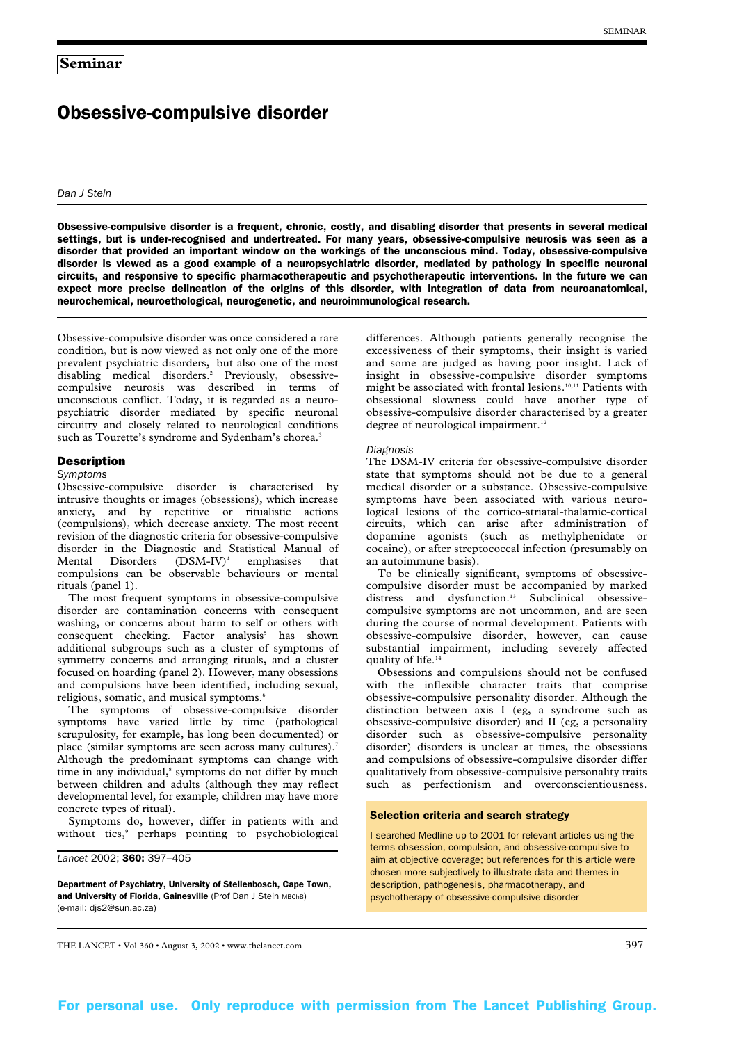# Obsessive-compulsive disorder

*Dan J Stein*

**Obsessive-compulsive disorder is a frequent, chronic, costly, and disabling disorder that presents in several medical settings, but is under-recognised and undertreated. For many years, obsessive-compulsive neurosis was seen as a disorder that provided an important window on the workings of the unconscious mind. Today, obsessive-compulsive disorder is viewed as a good example of a neuropsychiatric disorder, mediated by pathology in specific neuronal circuits, and responsive to specific pharmacotherapeutic and psychotherapeutic interventions. In the future we can expect more precise delineation of the origins of this disorder, with integration of data from neuroanatomical, neurochemical, neuroethological, neurogenetic, and neuroimmunological research.**

Obsessive-compulsive disorder was once considered a rare condition, but is now viewed as not only one of the more prevalent psychiatric disorders,[1] but also one of the most disabling medical disorders.[2] Previously, obsessive-compulsive neurosis was described in terms of unconscious conflict. Today, it is regarded as a neuropsychiatric disorder mediated by specific neuronal circuitry and closely related to neurological conditions such as Tourette's syndrome and Sydenham's chorea.[3]

## Description

*Symptoms*

Obsessive-compulsive disorder is characterised by intrusive thoughts or images (obsessions), which increase anxiety, and by repetitive or ritualistic actions (compulsions), which decrease anxiety. The most recent revision of the diagnostic criteria for obsessive-compulsive disorder in the Diagnostic and Statistical Manual of Mental Disorders (DSM-IV)[4] emphasises that compulsions can be observable behaviours or mental rituals (panel 1).

The most frequent symptoms in obsessive-compulsive disorder are contamination concerns with consequent washing, or concerns about harm to self or others with consequent checking. Factor analysis[5] has shown additional subgroups such as a cluster of symptoms of symmetry concerns and arranging rituals, and a cluster focused on hoarding (panel 2). However, many obsessions and compulsions have been identified, including sexual, religious, somatic, and musical symptoms.[6]

The symptoms of obsessive-compulsive disorder symptoms have varied little by time (pathological scrupulosity, for example, has long been documented) or place (similar symptoms are seen across many cultures).[7] Although the predominant symptoms can change with time in any individual,[8] symptoms do not differ by much between children and adults (although they may reflect developmental level, for example, children may have more concrete types of ritual).

Symptoms do, however, differ in patients with and without tics,[9] perhaps pointing to psychobiological differences. Although patients generally recognise the excessiveness of their symptoms, their insight is varied and some are judged as having poor insight. Lack of insight in obsessive-compulsive disorder symptoms might be associated with frontal lesions.[10,11] Patients with obsessional slowness could have another type of obsessive-compulsive disorder characterised by a greater degree of neurological impairment.[12]

*Diagnosis*

The DSM-IV criteria for obsessive-compulsive disorder state that symptoms should not be due to a general medical disorder or a substance. Obsessive-compulsive symptoms have been associated with various neurological lesions of the cortico-striatal-thalamic-cortical circuits, which can arise after administration of dopamine agonists (such as methylphenidate or cocaine), or after streptococcal infection (presumably on an autoimmune basis).

To be clinically significant, symptoms of obsessive-compulsive disorder must be accompanied by marked distress and dysfunction.[13] Subclinical obsessive-compulsive symptoms are not uncommon, and are seen during the course of normal development. Patients with obsessive-compulsive disorder, however, can cause substantial impairment, including severely affected quality of life.[14]

Obsessions and compulsions should not be confused with the inflexible character traits that comprise obsessive-compulsive personality disorder. Although the distinction between axis I (eg, a syndrome such as obsessive-compulsive disorder) and II (eg, a personality disorder such as obsessive-compulsive personality disorder) disorders is unclear at times, the obsessions and compulsions of obsessive-compulsive disorder differ qualitatively from obsessive-compulsive personality traits such as perfectionism and overconscientiousness.

**Selection criteria and search strategy**

I searched Medline up to 2001 for relevant articles using the terms obsession, compulsion, and obsessive-compulsive to aim at objective coverage; but references for this article were chosen more subjectively to illustrate data and themes in description, pathogenesis, pharmacotherapy, and psychotherapy of obsessive-compulsive disorder

*Lancet* 2002; **360:** 397–405

**Department of Psychiatry, University of Stellenbosch, Cape Town, and University of Florida, Gainesville** (Prof Dan J Stein MBChB) (e-mail: djs2@sun.ac.za)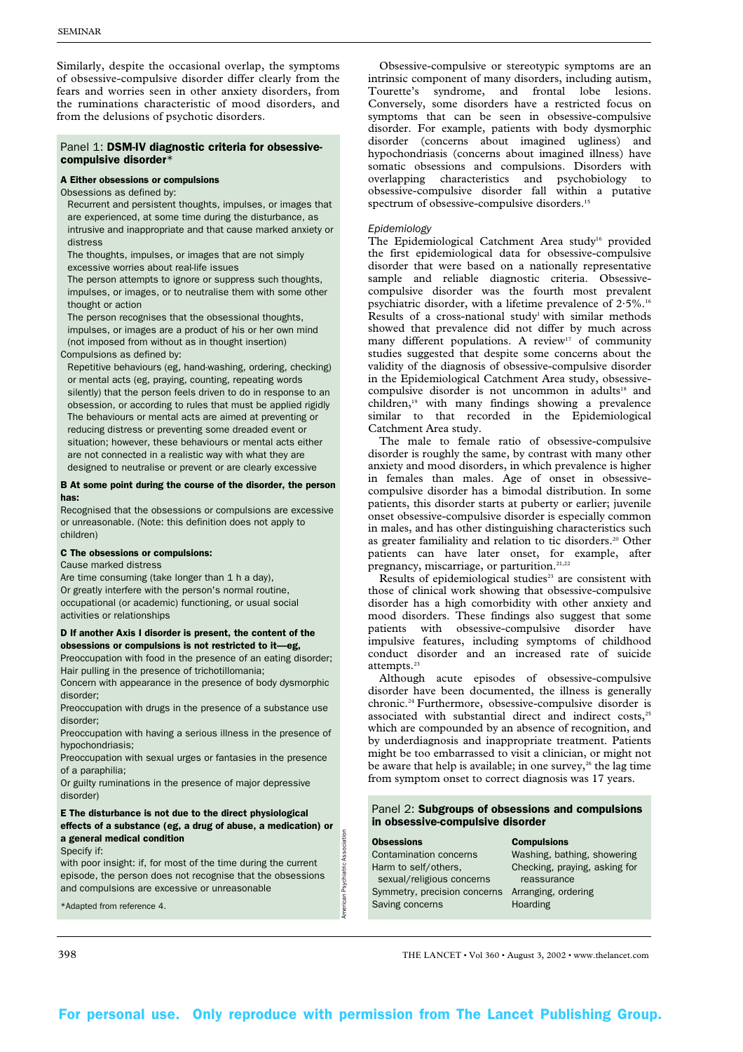Similarly, despite the occasional overlap, the symptoms of obsessive-compulsive disorder differ clearly from the fears and worries seen in other anxiety disorders, from the ruminations characteristic of mood disorders, and from the delusions of psychotic disorders.

### Panel 1: DSM-IV diagnostic criteria for obsessive-compulsive disorder*

**A Either obsessions or compulsions**

Obsessions as defined by:

Recurrent and persistent thoughts, impulses, or images that are experienced, at some time during the disturbance, as intrusive and inappropriate and that cause marked anxiety or distress

The thoughts, impulses, or images that are not simply excessive worries about real-life issues

The person attempts to ignore or suppress such thoughts, impulses, or images, or to neutralise them with some other thought or action

The person recognises that the obsessional thoughts, impulses, or images are a product of his or her own mind (not imposed from without as in thought insertion)

Compulsions as defined by:

Repetitive behaviours (eg, hand-washing, ordering, checking) or mental acts (eg, praying, counting, repeating words silently) that the person feels driven to do in response to an obsession, or according to rules that must be applied rigidly

The behaviours or mental acts are aimed at preventing or reducing distress or preventing some dreaded event or situation; however, these behaviours or mental acts either are not connected in a realistic way with what they are designed to neutralise or prevent or are clearly excessive

**B At some point during the course of the disorder, the person has:**

Recognised that the obsessions or compulsions are excessive or unreasonable. (Note: this definition does not apply to children)

**C The obsessions or compulsions:**

Cause marked distress

Are time consuming (take longer than 1 h a day),

Or greatly interfere with the person's normal routine, occupational (or academic) functioning, or usual social activities or relationships

**D If another Axis I disorder is present, the content of the obsessions or compulsions is not restricted to it—eg,**

Preoccupation with food in the presence of an eating disorder;

Hair pulling in the presence of trichotillomania;

Concern with appearance in the presence of body dysmorphic disorder;

Preoccupation with drugs in the presence of a substance use disorder;

Preoccupation with having a serious illness in the presence of hypochondriasis;

Preoccupation with sexual urges or fantasies in the presence of a paraphilia;

Or guilty ruminations in the presence of major depressive disorder)

**E The disturbance is not due to the direct physiological effects of a substance (eg, a drug of abuse, a medication) or a general medical condition**

Specify if:

with poor insight: if, for most of the time during the current episode, the person does not recognise that the obsessions and compulsions are excessive or unreasonable

*Adapted from reference 4.

American Psychiatric Association

Obsessive-compulsive or stereotypic symptoms are an intrinsic component of many disorders, including autism, Tourette's syndrome, and frontal lobe lesions. Conversely, some disorders have a restricted focus on symptoms that can be seen in obsessive-compulsive disorder. For example, patients with body dysmorphic disorder (concerns about imagined ugliness) and hypochondriasis (concerns about imagined illness) have somatic obsessions and compulsions. Disorders with overlapping characteristics and psychobiology to obsessive-compulsive disorder fall within a putative spectrum of obsessive-compulsive disorders.[15]

*Epidemiology*

The Epidemiological Catchment Area study[16] provided the first epidemiological data for obsessive-compulsive disorder that were based on a nationally representative sample and reliable diagnostic criteria. Obsessive-compulsive disorder was the fourth most prevalent psychiatric disorder, with a lifetime prevalence of 2·5%.[16] Results of a cross-national study[1] with similar methods showed that prevalence did not differ by much across many different populations. A review[17] of community studies suggested that despite some concerns about the validity of the diagnosis of obsessive-compulsive disorder in the Epidemiological Catchment Area study, obsessive-compulsive disorder is not uncommon in adults[18] and children,[19] with many findings showing a prevalence similar to that recorded in the Epidemiological Catchment Area study.

The male to female ratio of obsessive-compulsive disorder is roughly the same, by contrast with many other anxiety and mood disorders, in which prevalence is higher in females than males. Age of onset in obsessive-compulsive disorder has a bimodal distribution. In some patients, this disorder starts at puberty or earlier; juvenile onset obsessive-compulsive disorder is especially common in males, and has other distinguishing characteristics such as greater familiality and relation to tic disorders.[20] Other patients can have later onset, for example, after pregnancy, miscarriage, or parturition.[21,22]

Results of epidemiological studies[23] are consistent with those of clinical work showing that obsessive-compulsive disorder has a high comorbidity with other anxiety and mood disorders. These findings also suggest that some patients with obsessive-compulsive disorder have impulsive features, including symptoms of childhood conduct disorder and an increased rate of suicide attempts.[23]

Although acute episodes of obsessive-compulsive disorder have been documented, the illness is generally chronic.[24] Furthermore, obsessive-compulsive disorder is associated with substantial direct and indirect costs,[25] which are compounded by an absence of recognition, and by underdiagnosis and inappropriate treatment. Patients might be too embarrassed to visit a clinician, or might not be aware that help is available; in one survey,[26] the lag time from symptom onset to correct diagnosis was 17 years.

### Panel 2: Subgroups of obsessions and compulsions in obsessive-compulsive disorder

| Obsessions | Compulsions |
|---|---|
| Contamination concerns | Washing, bathing, showering |
| Harm to self/others, sexual/religious concerns | Checking, praying, asking for reassurance |
| Symmetry, precision concerns | Arranging, ordering |
| Saving concerns | Hoarding |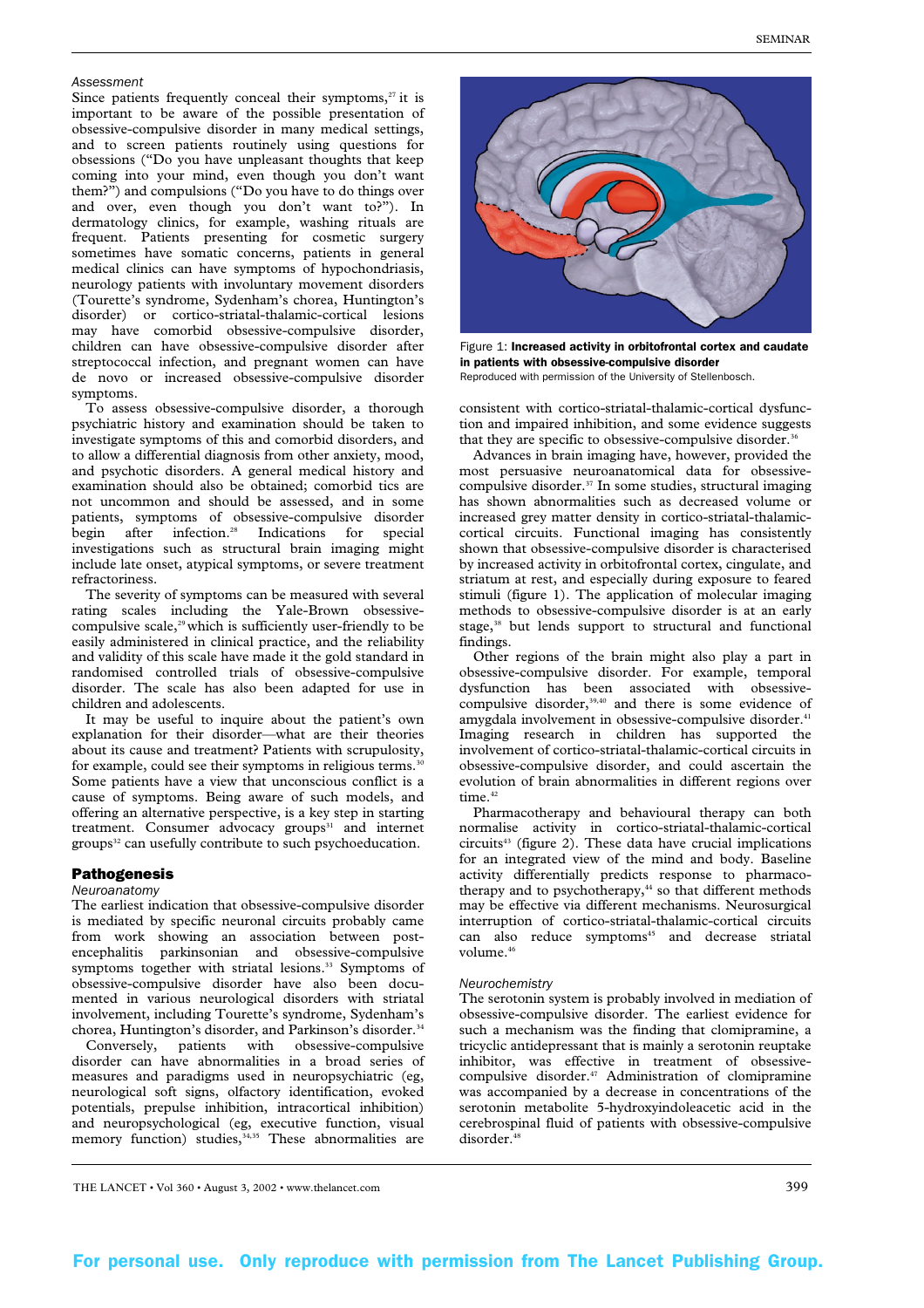*Assessment*

Since patients frequently conceal their symptoms,[27] it is important to be aware of the possible presentation of obsessive-compulsive disorder in many medical settings, and to screen patients routinely using questions for obsessions ("Do you have unpleasant thoughts that keep coming into your mind, even though you don't want them?") and compulsions ("Do you have to do things over and over, even though you don't want to?"). In dermatology clinics, for example, washing rituals are frequent. Patients presenting for cosmetic surgery sometimes have somatic concerns, patients in general medical clinics can have symptoms of hypochondriasis, neurology patients with involuntary movement disorders (Tourette's syndrome, Sydenham's chorea, Huntington's disorder) or cortico-striatal-thalamic-cortical lesions may have comorbid obsessive-compulsive disorder, children can have obsessive-compulsive disorder after streptococcal infection, and pregnant women can have de novo or increased obsessive-compulsive disorder symptoms.

To assess obsessive-compulsive disorder, a thorough psychiatric history and examination should be taken to investigate symptoms of this and comorbid disorders, and to allow a differential diagnosis from other anxiety, mood, and psychotic disorders. A general medical history and examination should also be obtained; comorbid tics are not uncommon and should be assessed, and in some patients, symptoms of obsessive-compulsive disorder begin after infection.[28] Indications for special investigations such as structural brain imaging might include late onset, atypical symptoms, or severe treatment refractoriness.

The severity of symptoms can be measured with several rating scales including the Yale-Brown obsessive-compulsive scale,[29] which is sufficiently user-friendly to be easily administered in clinical practice, and the reliability and validity of this scale have made it the gold standard in randomised controlled trials of obsessive-compulsive disorder. The scale has also been adapted for use in children and adolescents.

It may be useful to inquire about the patient's own explanation for their disorder—what are their theories about its cause and treatment? Patients with scrupulosity, for example, could see their symptoms in religious terms.[30] Some patients have a view that unconscious conflict is a cause of symptoms. Being aware of such models, and offering an alternative perspective, is a key step in starting treatment. Consumer advocacy groups[31] and internet groups[32] can usefully contribute to such psychoeducation.

## Pathogenesis

*Neuroanatomy*

The earliest indication that obsessive-compulsive disorder is mediated by specific neuronal circuits probably came from work showing an association between post-encephalitis parkinsonian and obsessive-compulsive symptoms together with striatal lesions.[33] Symptoms of obsessive-compulsive disorder have also been documented in various neurological disorders with striatal involvement, including Tourette's syndrome, Sydenham's chorea, Huntington's disorder, and Parkinson's disorder.[34]

Conversely, patients with obsessive-compulsive disorder can have abnormalities in a broad series of measures and paradigms used in neuropsychiatric (eg, neurological soft signs, olfactory identification, evoked potentials, prepulse inhibition, intracortical inhibition) and neuropsychological (eg, executive function, visual memory function) studies,[34,35] These abnormalities are consistent with cortico-striatal-thalamic-cortical dysfunction and impaired inhibition, and some evidence suggests that they are specific to obsessive-compulsive disorder.[36]

**Figure 1: Increased activity in orbitofrontal cortex and caudate in patients with obsessive-compulsive disorder**
Reproduced with permission of the University of Stellenbosch.

Advances in brain imaging have, however, provided the most persuasive neuroanatomical data for obsessive-compulsive disorder.[37] In some studies, structural imaging has shown abnormalities such as decreased volume or increased grey matter density in cortico-striatal-thalamic-cortical circuits. Functional imaging has consistently shown that obsessive-compulsive disorder is characterised by increased activity in orbitofrontal cortex, cingulate, and striatum at rest, and especially during exposure to feared stimuli (figure 1). The application of molecular imaging methods to obsessive-compulsive disorder is at an early stage,[38] but lends support to structural and functional findings.

Other regions of the brain might also play a part in obsessive-compulsive disorder. For example, temporal dysfunction has been associated with obsessive-compulsive disorder,[39,40] and there is some evidence of amygdala involvement in obsessive-compulsive disorder.[41] Imaging research in children has supported the involvement of cortico-striatal-thalamic-cortical circuits in obsessive-compulsive disorder, and could ascertain the evolution of brain abnormalities in different regions over time.[42]

Pharmacotherapy and behavioural therapy can both normalise activity in cortico-striatal-thalamic-cortical circuits[43] (figure 2). These data have crucial implications for an integrated view of the mind and body. Baseline activity differentially predicts response to pharmacotherapy and to psychotherapy,[44] so that different methods may be effective via different mechanisms. Neurosurgical interruption of cortico-striatal-thalamic-cortical circuits can also reduce symptoms[45] and decrease striatal volume.[46]

*Neurochemistry*

The serotonin system is probably involved in mediation of obsessive-compulsive disorder. The earliest evidence for such a mechanism was the finding that clomipramine, a tricyclic antidepressant that is mainly a serotonin reuptake inhibitor, was effective in treatment of obsessive-compulsive disorder.[47] Administration of clomipramine was accompanied by a decrease in concentrations of the serotonin metabolite 5-hydroxyindoleacetic acid in the cerebrospinal fluid of patients with obsessive-compulsive disorder.[48]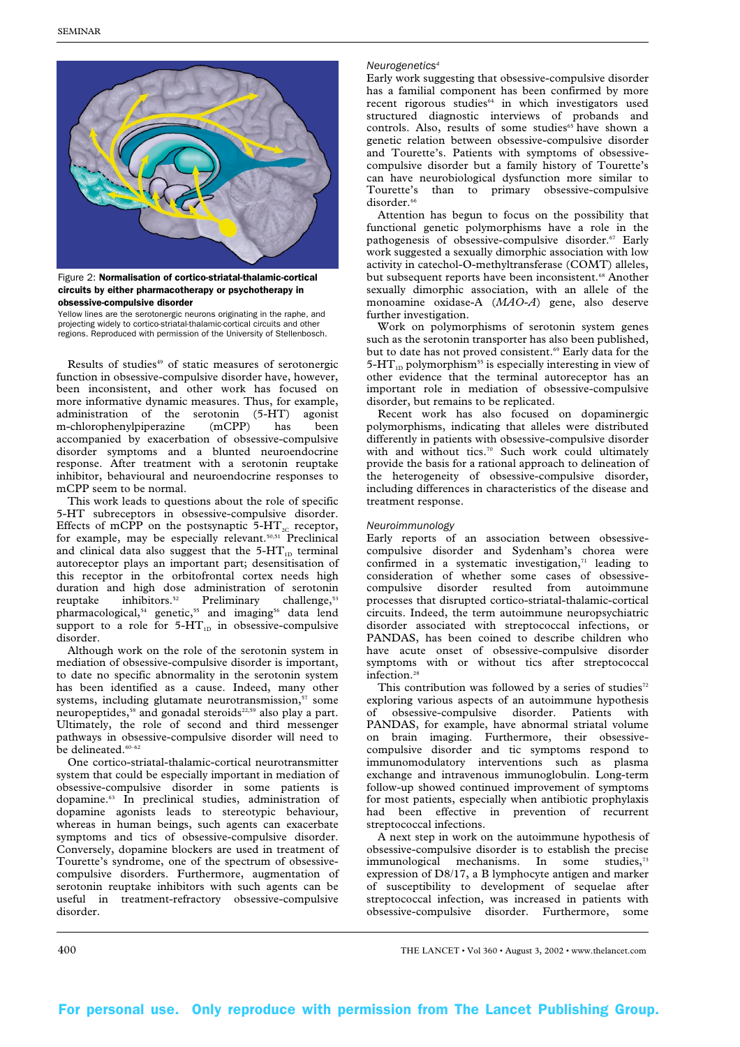Figure 2: **Normalisation of cortico-striatal-thalamic-cortical circuits by either pharmacotherapy or psychotherapy in obsessive-compulsive disorder**

Yellow lines are the serotonergic neurons originating in the raphe, and projecting widely to cortico-striatal-thalamic-cortical circuits and other regions. Reproduced with permission of the University of Stellenbosch.

Results of studies[49] of static measures of serotonergic function in obsessive-compulsive disorder have, however, been inconsistent, and other work has focused on more informative dynamic measures. Thus, for example, administration of the serotonin (5-HT) agonist m-chlorophenylpiperazine (mCPP) has been accompanied by exacerbation of obsessive-compulsive disorder symptoms and a blunted neuroendocrine response. After treatment with a serotonin reuptake inhibitor, behavioural and neuroendocrine responses to mCPP seem to be normal.

This work leads to questions about the role of specific 5-HT subreceptors in obsessive-compulsive disorder. Effects of mCPP on the postsynaptic $5\text{-HT}_{2C}$ receptor, for example, may be especially relevant.[50,51] Preclinical and clinical data also suggest that the $5\text{-HT}_{1D}$ terminal autoreceptor plays an important part; desensitisation of this receptor in the orbitofrontal cortex needs high duration and high dose administration of serotonin reuptake inhibitors.[52] Preliminary challenge,[53] pharmacological,[54] genetic,[55] and imaging[56] data lend support to a role for $5\text{-HT}_{1D}$ in obsessive-compulsive disorder.

Although work on the role of the serotonin system in mediation of obsessive-compulsive disorder is important, to date no specific abnormality in the serotonin system has been identified as a cause. Indeed, many other systems, including glutamate neurotransmission,[57] some neuropeptides,[58] and gonadal steroids[22,59] also play a part. Ultimately, the role of second and third messenger pathways in obsessive-compulsive disorder will need to be delineated.[60–62]

One cortico-striatal-thalamic-cortical neurotransmitter system that could be especially important in mediation of obsessive-compulsive disorder in some patients is dopamine.[63] In preclinical studies, administration of dopamine agonists leads to stereotypic behaviour, whereas in human beings, such agents can exacerbate symptoms and tics of obsessive-compulsive disorder. Conversely, dopamine blockers are used in treatment of Tourette's syndrome, one of the spectrum of obsessive-compulsive disorders. Furthermore, augmentation of serotonin reuptake inhibitors with such agents can be useful in treatment-refractory obsessive-compulsive disorder.

*Neurogenetics[4]*

Early work suggesting that obsessive-compulsive disorder has a familial component has been confirmed by more recent rigorous studies[64] in which investigators used structured diagnostic interviews of probands and controls. Also, results of some studies[65] have shown a genetic relation between obsessive-compulsive disorder and Tourette's. Patients with symptoms of obsessive-compulsive disorder but a family history of Tourette's can have neurobiological dysfunction more similar to Tourette's than to primary obsessive-compulsive disorder.[66]

Attention has begun to focus on the possibility that functional genetic polymorphisms have a role in the pathogenesis of obsessive-compulsive disorder.[67] Early work suggested a sexually dimorphic association with low activity in catechol-O-methyltransferase (COMT) alleles, but subsequent reports have been inconsistent.[68] Another sexually dimorphic association, with an allele of the monoamine oxidase-A (*MAO-A*) gene, also deserve further investigation.

Work on polymorphisms of serotonin system genes such as the serotonin transporter has also been published, but to date has not proved consistent.[69] Early data for the $5\text{-HT}_{1D}$ polymorphism[55] is especially interesting in view of other evidence that the terminal autoreceptor has an important role in mediation of obsessive-compulsive disorder, but remains to be replicated.

Recent work has also focused on dopaminergic polymorphisms, indicating that alleles were distributed differently in patients with obsessive-compulsive disorder with and without tics.[70] Such work could ultimately provide the basis for a rational approach to delineation of the heterogeneity of obsessive-compulsive disorder, including differences in characteristics of the disease and treatment response.

*Neuroimmunology*

Early reports of an association between obsessive-compulsive disorder and Sydenham's chorea were confirmed in a systematic investigation,[71] leading to consideration of whether some cases of obsessive-compulsive disorder resulted from autoimmune processes that disrupted cortico-striatal-thalamic-cortical circuits. Indeed, the term autoimmune neuropsychiatric disorder associated with streptococcal infections, or PANDAS, has been coined to describe children who have acute onset of obsessive-compulsive disorder symptoms with or without tics after streptococcal infection.[28]

This contribution was followed by a series of studies[72] exploring various aspects of an autoimmune hypothesis of obsessive-compulsive disorder. Patients with PANDAS, for example, have abnormal striatal volume on brain imaging. Furthermore, their obsessive-compulsive disorder and tic symptoms respond to immunomodulatory interventions such as plasma exchange and intravenous immunoglobulin. Long-term follow-up showed continued improvement of symptoms for most patients, especially when antibiotic prophylaxis had been effective in prevention of recurrent streptococcal infections.

A next step in work on the autoimmune hypothesis of obsessive-compulsive disorder is to establish the precise immunological mechanisms. In some studies,[73] expression of D8/17, a B lymphocyte antigen and marker of susceptibility to development of sequelae after streptococcal infection, was increased in patients with obsessive-compulsive disorder. Furthermore, some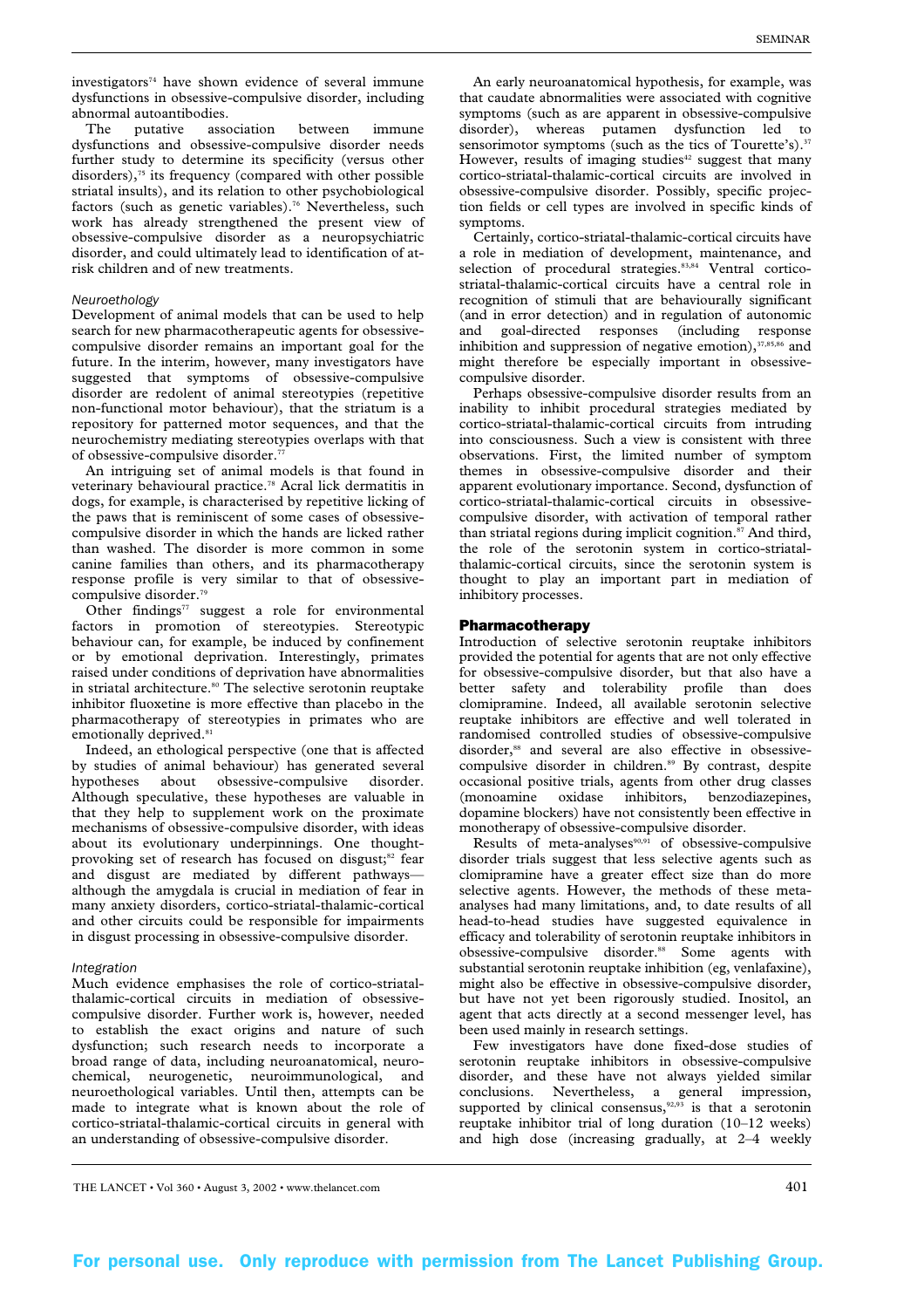investigators[74] have shown evidence of several immune dysfunctions in obsessive-compulsive disorder, including abnormal autoantibodies.

The putative association between immune dysfunctions and obsessive-compulsive disorder needs further study to determine its specificity (versus other disorders),[75] its frequency (compared with other possible striatal insults), and its relation to other psychobiological factors (such as genetic variables).[76] Nevertheless, such work has already strengthened the present view of obsessive-compulsive disorder as a neuropsychiatric disorder, and could ultimately lead to identification of at-risk children and of new treatments.

### *Neuroethology*

Development of animal models that can be used to help search for new pharmacotherapeutic agents for obsessive-compulsive disorder remains an important goal for the future. In the interim, however, many investigators have suggested that symptoms of obsessive-compulsive disorder are redolent of animal stereotypies (repetitive non-functional motor behaviour), that the striatum is a repository for patterned motor sequences, and that the neurochemistry mediating stereotypies overlaps with that of obsessive-compulsive disorder.[77]

An intriguing set of animal models is that found in veterinary behavioural practice.[78] Acral lick dermatitis in dogs, for example, is characterised by repetitive licking of the paws that is reminiscent of some cases of obsessive-compulsive disorder in which the hands are licked rather than washed. The disorder is more common in some canine families than others, and its pharmacotherapy response profile is very similar to that of obsessive-compulsive disorder.[79]

Other findings[77] suggest a role for environmental factors in promotion of stereotypies. Stereotypic behaviour can, for example, be induced by confinement or by emotional deprivation. Interestingly, primates raised under conditions of deprivation have abnormalities in striatal architecture.[80] The selective serotonin reuptake inhibitor fluoxetine is more effective than placebo in the pharmacotherapy of stereotypies in primates who are emotionally deprived.[81]

Indeed, an ethological perspective (one that is affected by studies of animal behaviour) has generated several hypotheses about obsessive-compulsive disorder. Although speculative, these hypotheses are valuable in that they help to supplement work on the proximate mechanisms of obsessive-compulsive disorder, with ideas about its evolutionary underpinnings. One thought-provoking set of research has focused on disgust;[82] fear and disgust are mediated by different pathways—although the amygdala is crucial in mediation of fear in many anxiety disorders, cortico-striatal-thalamic-cortical and other circuits could be responsible for impairments in disgust processing in obsessive-compulsive disorder.

### *Integration*

Much evidence emphasises the role of cortico-striatal-thalamic-cortical circuits in mediation of obsessive-compulsive disorder. Further work is, however, needed to establish the exact origins and nature of such dysfunction; such research needs to incorporate a broad range of data, including neuroanatomical, neurochemical, neurogenetic, neuroimmunological, and neuroethological variables. Until then, attempts can be made to integrate what is known about the role of cortico-striatal-thalamic-cortical circuits in general with an understanding of obsessive-compulsive disorder.

An early neuroanatomical hypothesis, for example, was that caudate abnormalities were associated with cognitive symptoms (such as are apparent in obsessive-compulsive disorder), whereas putamen dysfunction led to sensorimotor symptoms (such as the tics of Tourette's).[37] However, results of imaging studies[42] suggest that many cortico-striatal-thalamic-cortical circuits are involved in obsessive-compulsive disorder. Possibly, specific projection fields or cell types are involved in specific kinds of symptoms.

Certainly, cortico-striatal-thalamic-cortical circuits have a role in mediation of development, maintenance, and selection of procedural strategies.[83,84] Ventral cortico-striatal-thalamic-cortical circuits have a central role in recognition of stimuli that are behaviourally significant (and in error detection) and in regulation of autonomic and goal-directed responses (including response inhibition and suppression of negative emotion),[37,85,86] and might therefore be especially important in obsessive-compulsive disorder.

Perhaps obsessive-compulsive disorder results from an inability to inhibit procedural strategies mediated by cortico-striatal-thalamic-cortical circuits from intruding into consciousness. Such a view is consistent with three observations. First, the limited number of symptom themes in obsessive-compulsive disorder and their apparent evolutionary importance. Second, dysfunction of cortico-striatal-thalamic-cortical circuits in obsessive-compulsive disorder, with activation of temporal rather than striatal regions during implicit cognition.[87] And third, the role of the serotonin system in cortico-striatal-thalamic-cortical circuits, since the serotonin system is thought to play an important part in mediation of inhibitory processes.

## Pharmacotherapy

Introduction of selective serotonin reuptake inhibitors provided the potential for agents that are not only effective for obsessive-compulsive disorder, but that also have a better safety and tolerability profile than does clomipramine. Indeed, all available serotonin selective reuptake inhibitors are effective and well tolerated in randomised controlled studies of obsessive-compulsive disorder,[88] and several are also effective in obsessive-compulsive disorder in children.[89] By contrast, despite occasional positive trials, agents from other drug classes (monoamine oxidase inhibitors, benzodiazepines, dopamine blockers) have not consistently been effective in monotherapy of obsessive-compulsive disorder.

Results of meta-analyses[90,91] of obsessive-compulsive disorder trials suggest that less selective agents such as clomipramine have a greater effect size than do more selective agents. However, the methods of these meta-analyses had many limitations, and, to date results of all head-to-head studies have suggested equivalence in efficacy and tolerability of serotonin reuptake inhibitors in obsessive-compulsive disorder.[88] Some agents with substantial serotonin reuptake inhibition (eg, venlafaxine), might also be effective in obsessive-compulsive disorder, but have not yet been rigorously studied. Inositol, an agent that acts directly at a second messenger level, has been used mainly in research settings.

Few investigators have done fixed-dose studies of serotonin reuptake inhibitors in obsessive-compulsive disorder, and these have not always yielded similar conclusions. Nevertheless, a general impression, supported by clinical consensus,[92,93] is that a serotonin reuptake inhibitor trial of long duration (10–12 weeks) and high dose (increasing gradually, at 2–4 weekly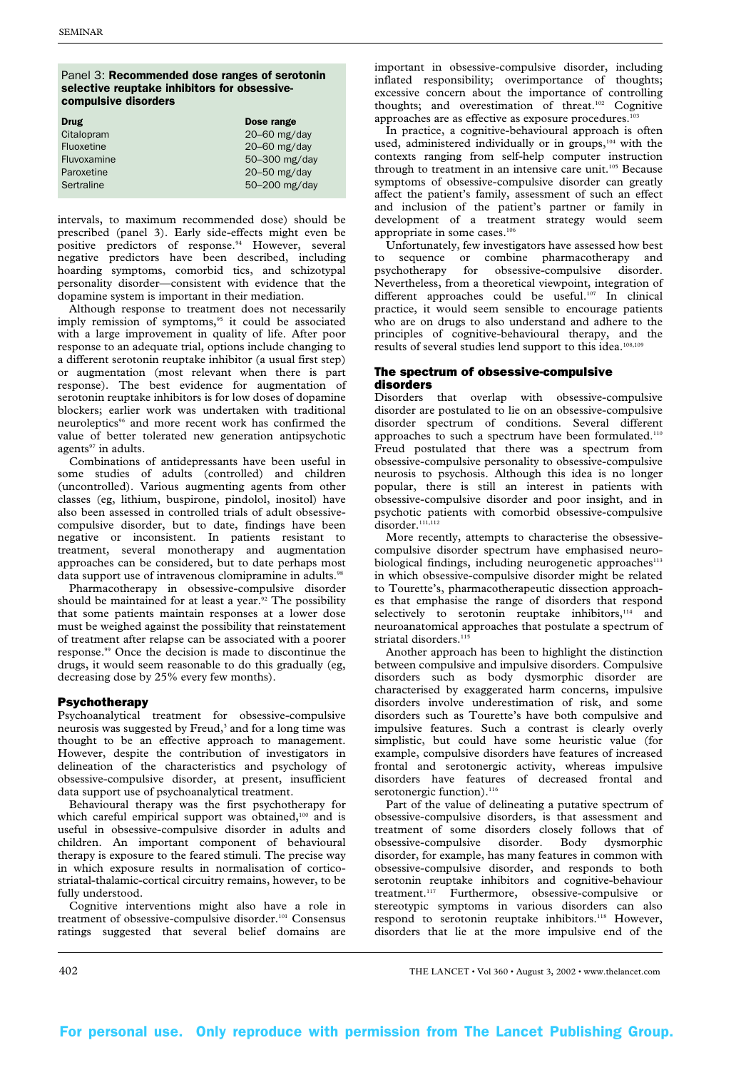Panel 3: **Recommended dose ranges of serotonin selective reuptake inhibitors for obsessive-compulsive disorders**

| Drug | Dose range |
|---|---|
| Citalopram | 20–60 mg/day |
| Fluoxetine | 20–60 mg/day |
| Fluvoxamine | 50–300 mg/day |
| Paroxetine | 20–50 mg/day |
| Sertraline | 50–200 mg/day |

intervals, to maximum recommended dose) should be prescribed (panel 3). Early side-effects might even be positive predictors of response.[94] However, several negative predictors have been described, including hoarding symptoms, comorbid tics, and schizotypal personality disorder—consistent with evidence that the dopamine system is important in their mediation.

Although response to treatment does not necessarily imply remission of symptoms,[95] it could be associated with a large improvement in quality of life. After poor response to an adequate trial, options include changing to a different serotonin reuptake inhibitor (a usual first step) or augmentation (most relevant when there is part response). The best evidence for augmentation of serotonin reuptake inhibitors is for low doses of dopamine blockers; earlier work was undertaken with traditional neuroleptics[96] and more recent work has confirmed the value of better tolerated new generation antipsychotic agents[97] in adults.

Combinations of antidepressants have been useful in some studies of adults (controlled) and children (uncontrolled). Various augmenting agents from other classes (eg, lithium, buspirone, pindolol, inositol) have also been assessed in controlled trials of adult obsessive-compulsive disorder, but to date, findings have been negative or inconsistent. In patients resistant to treatment, several monotherapy and augmentation approaches can be considered, but to date perhaps most data support use of intravenous clomipramine in adults.[98]

Pharmacotherapy in obsessive-compulsive disorder should be maintained for at least a year.[92] The possibility that some patients maintain responses at a lower dose must be weighed against the possibility that reinstatement of treatment after relapse can be associated with a poorer response.[99] Once the decision is made to discontinue the drugs, it would seem reasonable to do this gradually (eg, decreasing dose by 25% every few months).

## Psychotherapy

Psychoanalytical treatment for obsessive-compulsive neurosis was suggested by Freud,[3] and for a long time was thought to be an effective approach to management. However, despite the contribution of investigators in delineation of the characteristics and psychology of obsessive-compulsive disorder, at present, insufficient data support use of psychoanalytical treatment.

Behavioural therapy was the first psychotherapy for which careful empirical support was obtained,[100] and is useful in obsessive-compulsive disorder in adults and children. An important component of behavioural therapy is exposure to the feared stimuli. The precise way in which exposure results in normalisation of cortico-striatal-thalamic-cortical circuitry remains, however, to be fully understood.

Cognitive interventions might also have a role in treatment of obsessive-compulsive disorder.[101] Consensus ratings suggested that several belief domains are important in obsessive-compulsive disorder, including inflated responsibility; overimportance of thoughts; excessive concern about the importance of controlling thoughts; and overestimation of threat.[102] Cognitive approaches are as effective as exposure procedures.[103]

In practice, a cognitive-behavioural approach is often used, administered individually or in groups,[104] with the contexts ranging from self-help computer instruction through to treatment in an intensive care unit.[105] Because symptoms of obsessive-compulsive disorder can greatly affect the patient's family, assessment of such an effect and inclusion of the patient's partner or family in development of a treatment strategy would seem appropriate in some cases.[106]

Unfortunately, few investigators have assessed how best to sequence or combine pharmacotherapy and psychotherapy for obsessive-compulsive disorder. Nevertheless, from a theoretical viewpoint, integration of different approaches could be useful.[107] In clinical practice, it would seem sensible to encourage patients who are on drugs to also understand and adhere to the principles of cognitive-behavioural therapy, and the results of several studies lend support to this idea.[108,109]

## The spectrum of obsessive-compulsive disorders

Disorders that overlap with obsessive-compulsive disorder are postulated to lie on an obsessive-compulsive disorder spectrum of conditions. Several different approaches to such a spectrum have been formulated.[110] Freud postulated that there was a spectrum from obsessive-compulsive personality to obsessive-compulsive neurosis to psychosis. Although this idea is no longer popular, there is still an interest in patients with obsessive-compulsive disorder and poor insight, and in psychotic patients with comorbid obsessive-compulsive disorder.[111,112]

More recently, attempts to characterise the obsessive-compulsive disorder spectrum have emphasised neurobiological findings, including neurogenetic approaches[113] in which obsessive-compulsive disorder might be related to Tourette's, pharmacotherapeutic dissection approaches that emphasise the range of disorders that respond selectively to serotonin reuptake inhibitors,[114] and neuroanatomical approaches that postulate a spectrum of striatal disorders.[115]

Another approach has been to highlight the distinction between compulsive and impulsive disorders. Compulsive disorders such as body dysmorphic disorder are characterised by exaggerated harm concerns, impulsive disorders involve underestimation of risk, and some disorders such as Tourette's have both compulsive and impulsive features. Such a contrast is clearly overly simplistic, but could have some heuristic value (for example, compulsive disorders have features of increased frontal and serotonergic activity, whereas impulsive disorders have features of decreased frontal and serotonergic function).[116]

Part of the value of delineating a putative spectrum of obsessive-compulsive disorders, is that assessment and treatment of some disorders closely follows that of obsessive-compulsive disorder. Body dysmorphic disorder, for example, has many features in common with obsessive-compulsive disorder, and responds to both serotonin reuptake inhibitors and cognitive-behaviour treatment.[117] Furthermore, obsessive-compulsive or stereotypic symptoms in various disorders can also respond to serotonin reuptake inhibitors.[118] However, disorders that lie at the more impulsive end of the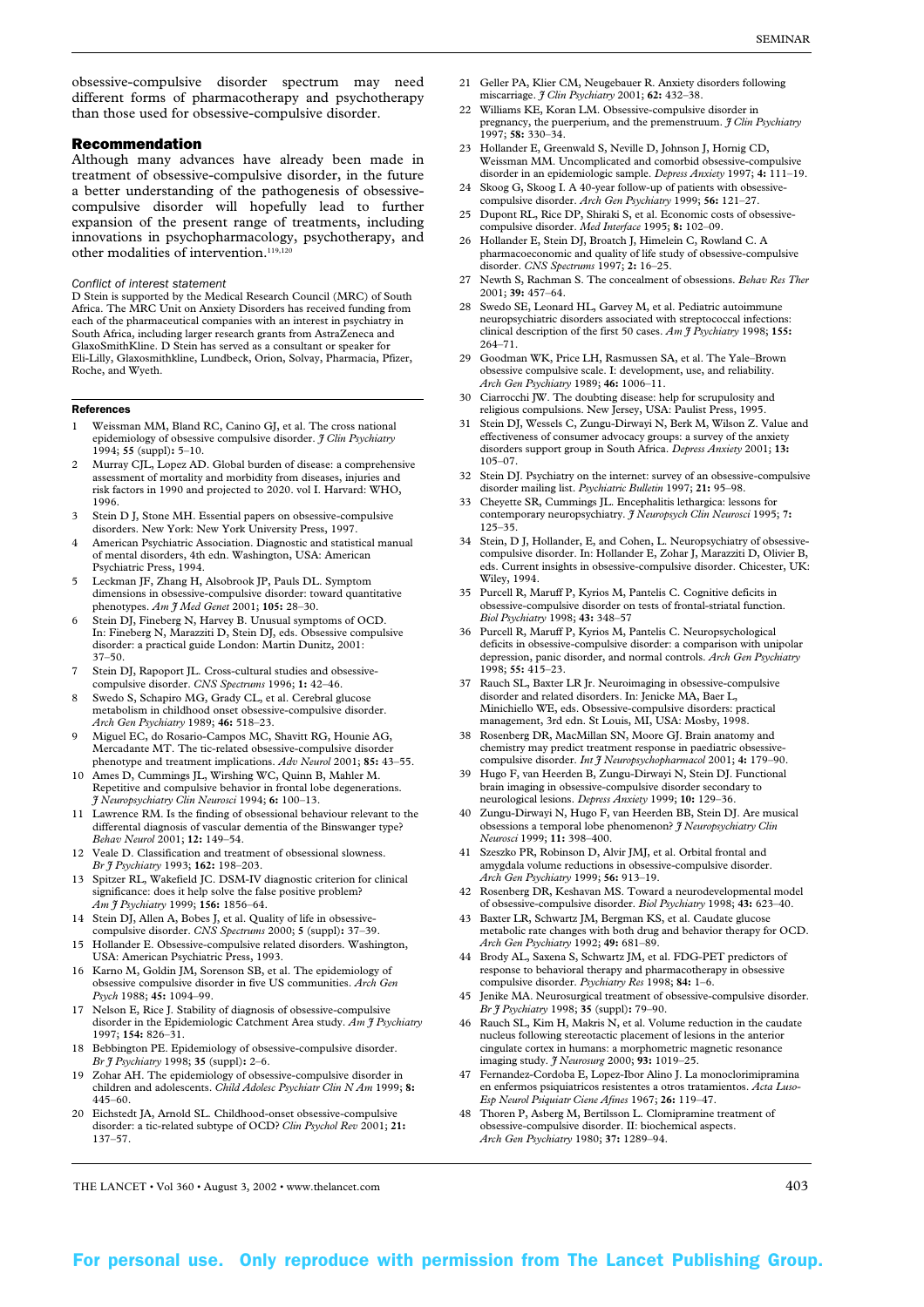obsessive-compulsive disorder spectrum may need different forms of pharmacotherapy and psychotherapy than those used for obsessive-compulsive disorder.

## Recommendation

Although many advances have already been made in treatment of obsessive-compulsive disorder, in the future a better understanding of the pathogenesis of obsessive-compulsive disorder will hopefully lead to further expansion of the present range of treatments, including innovations in psychopharmacology, psychotherapy, and other modalities of intervention.[119,120]

*Conflict of interest statement*

D Stein is supported by the Medical Research Council (MRC) of South Africa. The MRC Unit on Anxiety Disorders has received funding from each of the pharmaceutical companies with an interest in psychiatry in South Africa, including larger research grants from AstraZeneca and GlaxoSmithKline. D Stein has served as a consultant or speaker for Eli-Lilly, Glaxosmithkline, Lundbeck, Orion, Solvay, Pharmacia, Pfizer, Roche, and Wyeth.

## References

1. Weissman MM, Bland RC, Canino GJ, et al. The cross national epidemiology of obsessive compulsive disorder. *J Clin Psychiatry* 1994; **55** (suppl)**:** 5–10.
2. Murray CJL, Lopez AD. Global burden of disease: a comprehensive assessment of mortality and morbidity from diseases, injuries and risk factors in 1990 and projected to 2020. vol I. Harvard: WHO, 1996.
3. Stein D J, Stone MH. Essential papers on obsessive-compulsive disorders. New York: New York University Press, 1997.
4. American Psychiatric Association. Diagnostic and statistical manual of mental disorders, 4th edn. Washington, USA: American Psychiatric Press, 1994.
5. Leckman JF, Zhang H, Alsobrook JP, Pauls DL. Symptom dimensions in obsessive-compulsive disorder: toward quantitative phenotypes. *Am J Med Genet* 2001; **105:** 28–30.
6. Stein DJ, Fineberg N, Harvey B. Unusual symptoms of OCD. In: Fineberg N, Marazziti D, Stein DJ, eds. Obsessive compulsive disorder: a practical guide London: Martin Dunitz, 2001: 37–50.
7. Stein DJ, Rapoport JL. Cross-cultural studies and obsessive-compulsive disorder. *CNS Spectrums* 1996; **1:** 42–46.
8. Swedo S, Schapiro MG, Grady CL, et al. Cerebral glucose metabolism in childhood onset obsessive-compulsive disorder. *Arch Gen Psychiatry* 1989; **46:** 518–23.
9. Miguel EC, do Rosario-Campos MC, Shavitt RG, Hounie AG, Mercadante MT. The tic-related obsessive-compulsive disorder phenotype and treatment implications. *Adv Neurol* 2001; **85:** 43–55.
10. Ames D, Cummings JL, Wirshing WC, Quinn B, Mahler M. Repetitive and compulsive behavior in frontal lobe degenerations. *J Neuropsychiatry Clin Neurosci* 1994; **6:** 100–13.
11. Lawrence RM. Is the finding of obsessional behaviour relevant to the differential diagnosis of vascular dementia of the Binswanger type? *Behav Neurol* 2001; **12:** 149–54.
12. Veale D. Classification and treatment of obsessional slowness. *Br J Psychiatry* 1993; **162:** 198–203.
13. Spitzer RL, Wakefield JC. DSM-IV diagnostic criterion for clinical significance: does it help solve the false positive problem? *Am J Psychiatry* 1999; **156:** 1856–64.
14. Stein DJ, Allen A, Bobes J, et al. Quality of life in obsessive-compulsive disorder. *CNS Spectrums* 2000; **5** (suppl)**:** 37–39.
15. Hollander E. Obsessive-compulsive related disorders. Washington, USA: American Psychiatric Press, 1993.
16. Karno M, Goldin JM, Sorenson SB, et al. The epidemiology of obsessive compulsive disorder in five US communities. *Arch Gen Psych* 1988; **45:** 1094–99.
17. Nelson E, Rice J. Stability of diagnosis of obsessive-compulsive disorder in the Epidemiologic Catchment Area study. *Am J Psychiatry* 1997; **154:** 826–31.
18. Bebbington PE. Epidemiology of obsessive-compulsive disorder. *Br J Psychiatry* 1998; **35** (suppl)**:** 2–6.
19. Zohar AH. The epidemiology of obsessive-compulsive disorder in children and adolescents. *Child Adolesc Psychiatr Clin N Am* 1999; **8:** 445–60.
20. Eichstedt JA, Arnold SL. Childhood-onset obsessive-compulsive disorder: a tic-related subtype of OCD? *Clin Psychol Rev* 2001; **21:** 137–57.
21. Geller PA, Klier CM, Neugebauer R. Anxiety disorders following miscarriage. *J Clin Psychiatry* 2001; **62:** 432–38.
22. Williams KE, Koran LM. Obsessive-compulsive disorder in pregnancy, the puerperium, and the premenstruum. *J Clin Psychiatry* 1997; **58:** 330–34.
23. Hollander E, Greenwald S, Neville D, Johnson J, Hornig CD, Weissman MM. Uncomplicated and comorbid obsessive-compulsive disorder in an epidemiologic sample. *Depress Anxiety* 1997; **4:** 111–19.
24. Skoog G, Skoog I. A 40-year follow-up of patients with obsessive-compulsive disorder. *Arch Gen Psychiatry* 1999; **56:** 121–27.
25. Dupont RL, Rice DP, Shiraki S, et al. Economic costs of obsessive-compulsive disorder. *Med Interface* 1995; **8:** 102–09.
26. Hollander E, Stein DJ, Broatch J, Himelein C, Rowland C. A pharmacoeconomic and quality of life study of obsessive-compulsive disorder. *CNS Spectrums* 1997; **2:** 16–25.
27. Newth S, Rachman S. The concealment of obsessions. *Behav Res Ther* 2001; **39:** 457–64.
28. Swedo SE, Leonard HL, Garvey M, et al. Pediatric autoimmune neuropsychiatric disorders associated with streptococcal infections: clinical description of the first 50 cases. *Am J Psychiatry* 1998; **155:** 264–71.
29. Goodman WK, Price LH, Rasmussen SA, et al. The Yale–Brown obsessive compulsive scale. I: development, use, and reliability. *Arch Gen Psychiatry* 1989; **46:** 1006–11.
30. Ciarrocchi JW. The doubting disease: help for scrupulosity and religious compulsions. New Jersey, USA: Paulist Press, 1995.
31. Stein DJ, Wessels C, Zungu-Dirwayi N, Berk M, Wilson Z. Value and effectiveness of consumer advocacy groups: a survey of the anxiety disorders support group in South Africa. *Depress Anxiety* 2001; **13:** 105–07.
32. Stein DJ. Psychiatry on the internet: survey of an obsessive-compulsive disorder mailing list. *Psychiatric Bulletin* 1997; **21:** 95–98.
33. Cheyette SR, Cummings JL. Encephalitis lethargica: lessons for contemporary neuropsychiatry. *J Neuropsych Clin Neurosci* 1995; **7:** 125–35.
34. Stein, D J, Hollander, E, and Cohen, L. Neuropsychiatry of obsessive-compulsive disorder. In: Hollander E, Zohar J, Marazziti D, Olivier B, eds. Current insights in obsessive-compulsive disorder. Chicester, UK: Wiley, 1994.
35. Purcell R, Maruff P, Kyrios M, Pantelis C. Cognitive deficits in obsessive-compulsive disorder on tests of frontal-striatal function. *Biol Psychiatry* 1998; **43:** 348–57
36. Purcell R, Maruff P, Kyrios M, Pantelis C. Neuropsychological deficits in obsessive-compulsive disorder: a comparison with unipolar depression, panic disorder, and normal controls. *Arch Gen Psychiatry* 1998; **55:** 415–23.
37. Rauch SL, Baxter LR Jr. Neuroimaging in obsessive-compulsive disorder and related disorders. In: Jenicke MA, Baer L, Minichiello WE, eds. Obsessive-compulsive disorders: practical management, 3rd edn. St Louis, MI, USA: Mosby, 1998.
38. Rosenberg DR, MacMillan SN, Moore GJ. Brain anatomy and chemistry may predict treatment response in paediatric obsessive-compulsive disorder. *Int J Neuropsychopharmacol* 2001; **4:** 179–90.
39. Hugo F, van Heerden B, Zungu-Dirwayi N, Stein DJ. Functional brain imaging in obsessive-compulsive disorder secondary to neurological lesions. *Depress Anxiety* 1999; **10:** 129–36.
40. Zungu-Dirwayi N, Hugo F, van Heerden BB, Stein DJ. Are musical obsessions a temporal lobe phenomenon? *J Neuropsychiatry Clin Neurosci* 1999; **11:** 398–400.
41. Szeszko PR, Robinson D, Alvir JMJ, et al. Orbital frontal and amygdala volume reductions in obsessive-compulsive disorder. *Arch Gen Psychiatry* 1999; **56:** 913–19.
42. Rosenberg DR, Keshavan MS. Toward a neurodevelopmental model of obsessive-compulsive disorder. *Biol Psychiatry* 1998; **43:** 623–40.
43. Baxter LR, Schwartz JM, Bergman KS, et al. Caudate glucose metabolic rate changes with both drug and behavior therapy for OCD. *Arch Gen Psychiatry* 1992; **49:** 681–89.
44. Brody AL, Saxena S, Schwartz JM, et al. FDG-PET predictors of response to behavioral therapy and pharmacotherapy in obsessive compulsive disorder. *Psychiatry Res* 1998; **84:** 1–6.
45. Jenike MA. Neurosurgical treatment of obsessive-compulsive disorder. *Br J Psychiatry* 1998; **35** (suppl)**:** 79–90.
46. Rauch SL, Kim H, Makris N, et al. Volume reduction in the caudate nucleus following stereotactic placement of lesions in the anterior cingulate cortex in humans: a morphometric magnetic resonance imaging study. *J Neurosurg* 2000; **93:** 1019–25.
47. Fernandez-Cordoba E, Lopez-Ibor Alino J. La monoclorimipramina en enfermos psiquiatricos resistentes a otros tratamientos. *Acta Luso-Esp Neurol Psiquiatr Ciene Afines* 1967; **26:** 119–47.
48. Thoren P, Asberg M, Bertilsson L. Clomipramine treatment of obsessive-compulsive disorder. II: biochemical aspects. *Arch Gen Psychiatry* 1980; **37:** 1289–94.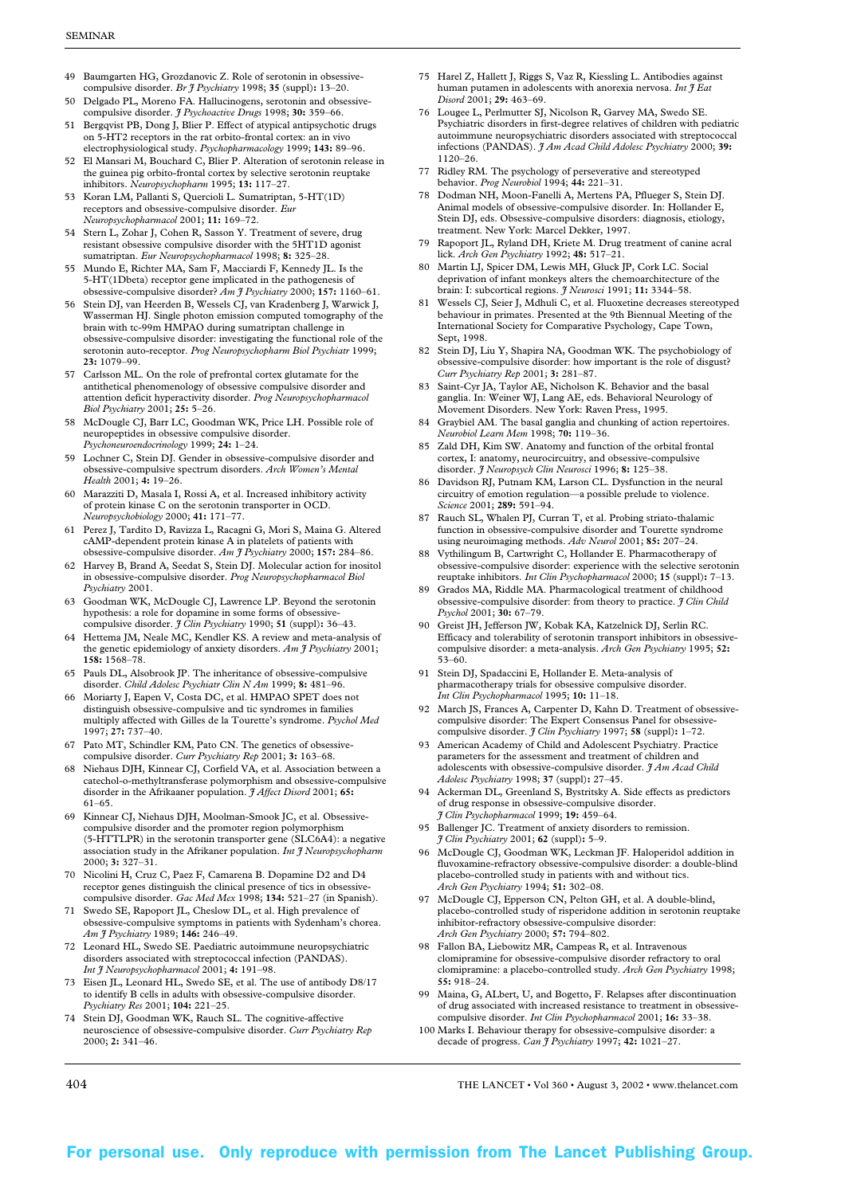49 Baumgarten HG, Grozdanovic Z. Role of serotonin in obsessive-compulsive disorder. *Br J Psychiatry* 1998; **35** (suppl)**:** 13–20.

50 Delgado PL, Moreno FA. Hallucinogens, serotonin and obsessive-compulsive disorder. *J Psychoactive Drugs* 1998; **30:** 359–66.

51 Bergqvist PB, Dong J, Blier P. Effect of atypical antipsychotic drugs on 5-HT2 receptors in the rat orbito-frontal cortex: an in vivo electrophysiological study. *Psychopharmacology* 1999; **143:** 89–96.

52 El Mansari M, Bouchard C, Blier P. Alteration of serotonin release in the guinea pig orbito-frontal cortex by selective serotonin reuptake inhibitors. *Neuropsychopharm* 1995; **13:** 117–27.

53 Koran LM, Pallanti S, Quercioli L. Sumatriptan, 5-HT(1D) receptors and obsessive-compulsive disorder. *Eur Neuropsychopharmacol* 2001; **11:** 169–72.

54 Stern L, Zohar J, Cohen R, Sasson Y. Treatment of severe, drug resistant obsessive compulsive disorder with the 5HT1D agonist sumatriptan. *Eur Neuropsychopharmacol* 1998; **8:** 325–28.

55 Mundo E, Richter MA, Sam F, Macciardi F, Kennedy JL. Is the 5-HT(1Dbeta) receptor gene implicated in the pathogenesis of obsessive-compulsive disorder? *Am J Psychiatry* 2000; **157:** 1160–61.

56 Stein DJ, van Heerden B, Wessels CJ, van Kradenberg J, Warwick J, Wasserman HJ. Single photon emission computed tomography of the brain with tc-99m HMPAO during sumatriptan challenge in obsessive-compulsive disorder: investigating the functional role of the serotonin auto-receptor. *Prog Neuropsychopharm Biol Psychiatr* 1999; **23:** 1079–99.

57 Carlsson ML. On the role of prefrontal cortex glutamate for the antithetical phenomenology of obsessive compulsive disorder and attention deficit hyperactivity disorder. *Prog Neuropsychopharmacol Biol Psychiatry* 2001; **25:** 5–26.

58 McDougle CJ, Barr LC, Goodman WK, Price LH. Possible role of neuropeptides in obsessive compulsive disorder. *Psychoneuroendocrinology* 1999; **24:** 1–24.

59 Lochner C, Stein DJ. Gender in obsessive-compulsive disorder and obsessive-compulsive spectrum disorders. *Arch Women's Mental Health* 2001; **4:** 19–26.

60 Marazziti D, Masala I, Rossi A, et al. Increased inhibitory activity of protein kinase C on the serotonin transporter in OCD. *Neuropsychobiology* 2000; **41:** 171–77.

61 Perez J, Tardito D, Ravizza L, Racagni G, Mori S, Maina G. Altered cAMP-dependent protein kinase A in platelets of patients with obsessive-compulsive disorder. *Am J Psychiatry* 2000; **157:** 284–86.

62 Harvey B, Brand A, Seedat S, Stein DJ. Molecular action for inositol in obsessive-compulsive disorder. *Prog Neuropsychopharmacol Biol Psychiatry* 2001.

63 Goodman WK, McDougle CJ, Lawrence LP. Beyond the serotonin hypothesis: a role for dopamine in some forms of obsessive-compulsive disorder. *J Clin Psychiatry* 1990; **51** (suppl)**:** 36–43.

64 Hettema JM, Neale MC, Kendler KS. A review and meta-analysis of the genetic epidemiology of anxiety disorders. *Am J Psychiatry* 2001; **158:** 1568–78.

65 Pauls DL, Alsobrook JP. The inheritance of obsessive-compulsive disorder. *Child Adolesc Psychiatr Clin N Am* 1999; **8:** 481–96.

66 Moriarty J, Eapen V, Costa DC, et al. HMPAO SPET does not distinguish obsessive-compulsive and tic syndromes in families multiply affected with Gilles de la Tourette's syndrome. *Psychol Med* 1997; **27:** 737–40.

67 Pato MT, Schindler KM, Pato CN. The genetics of obsessive-compulsive disorder. *Curr Psychiatry Rep* 2001; **3:** 163–68.

68 Niehaus DJH, Kinnear CJ, Corfield VA, et al. Association between a catechol-o-methyltransferase polymorphism and obsessive-compulsive disorder in the Afrikaaner population. *J Affect Disord* 2001; **65:** 61–65.

69 Kinnear CJ, Niehaus DJH, Moolman-Smook JC, et al. Obsessive-compulsive disorder and the promoter region polymorphism (5-HTTLPR) in the serotonin transporter gene (SLC6A4): a negative association study in the Afrikaner population. *Int J Neuropsychopharm* 2000; **3:** 327–31.

70 Nicolini H, Cruz C, Paez F, Camarena B. Dopamine D2 and D4 receptor genes distinguish the clinical presence of tics in obsessive-compulsive disorder. *Gac Med Mex* 1998; **134:** 521–27 (in Spanish).

71 Swedo SE, Rapoport JL, Cheslow DL, et al. High prevalence of obsessive-compulsive symptoms in patients with Sydenham's chorea. *Am J Psychiatry* 1989; **146:** 246–49.

72 Leonard HL, Swedo SE. Paediatric autoimmune neuropsychiatric disorders associated with streptococcal infection (PANDAS). *Int J Neuropsychopharmacol* 2001; **4:** 191–98.

73 Eisen JL, Leonard HL, Swedo SE, et al. The use of antibody D8/17 to identify B cells in adults with obsessive-compulsive disorder. *Psychiatry Res* 2001; **104:** 221–25.

74 Stein DJ, Goodman WK, Rauch SL. The cognitive-affective neuroscience of obsessive-compulsive disorder. *Curr Psychiatry Rep* 2000; **2:** 341–46.

75 Harel Z, Hallett J, Riggs S, Vaz R, Kiessling L. Antibodies against human putamen in adolescents with anorexia nervosa. *Int J Eat Disord* 2001; **29:** 463–69.

76 Lougee L, Perlmutter SJ, Nicolson R, Garvey MA, Swedo SE. Psychiatric disorders in first-degree relatives of children with pediatric autoimmune neuropsychiatric disorders associated with streptococcal infections (PANDAS). *J Am Acad Child Adolesc Psychiatry* 2000; **39:** 1120–26.

77 Ridley RM. The psychology of perseverative and stereotyped behavior. *Prog Neurobiol* 1994; **44:** 221–31.

78 Dodman NH, Moon-Fanelli A, Mertens PA, Pflueger S, Stein DJ. Animal models of obsessive-compulsive disorder. In: Hollander E, Stein DJ, eds. Obsessive-compulsive disorders: diagnosis, etiology, treatment. New York: Marcel Dekker, 1997.

79 Rapoport JL, Ryland DH, Kriete M. Drug treatment of canine acral lick. *Arch Gen Psychiatry* 1992; **48:** 517–21.

80 Martin LJ, Spicer DM, Lewis MH, Gluck JP, Cork LC. Social deprivation of infant monkeys alters the chemoarchitecture of the brain: I: subcortical regions. *J Neurosci* 1991; **11:** 3344–58.

81 Wessels CJ, Seier J, Mdhuli C, et al. Fluoxetine decreases stereotyped behaviour in primates. Presented at the 9th Biennual Meeting of the International Society for Comparative Psychology, Cape Town, Sept, 1998.

82 Stein DJ, Liu Y, Shapira NA, Goodman WK. The psychobiology of obsessive-compulsive disorder: how important is the role of disgust? *Curr Psychiatry Rep* 2001; **3:** 281–87.

83 Saint-Cyr JA, Taylor AE, Nicholson K. Behavior and the basal ganglia. In: Weiner WJ, Lang AE, eds. Behavioral Neurology of Movement Disorders. New York: Raven Press, 1995.

84 Graybiel AM. The basal ganglia and chunking of action repertoires. *Neurobiol Learn Mem* 1998; **70:** 119–36.

85 Zald DH, Kim SW. Anatomy and function of the orbital frontal cortex, I: anatomy, neurocircuitry, and obsessive-compulsive disorder. *J Neuropsych Clin Neurosci* 1996; **8:** 125–38.

86 Davidson RJ, Putnam KM, Larson CL. Dysfunction in the neural circuitry of emotion regulation—a possible prelude to violence. *Science* 2001; **289:** 591–94.

87 Rauch SL, Whalen PJ, Curran T, et al. Probing striato-thalamic function in obsessive-compulsive disorder and Tourette syndrome using neuroimaging methods. *Adv Neurol* 2001; **85:** 207–24.

88 Vythilingum B, Cartwright C, Hollander E. Pharmacotherapy of obsessive-compulsive disorder: experience with the selective serotonin reuptake inhibitors. *Int Clin Psychopharmacol* 2000; **15** (suppl)**:** 7–13.

89 Grados MA, Riddle MA. Pharmacological treatment of childhood obsessive-compulsive disorder: from theory to practice. *J Clin Child Psychol* 2001; **30:** 67–79.

90 Greist JH, Jefferson JW, Kobak KA, Katzelnick DJ, Serlin RC. Efficacy and tolerability of serotonin transport inhibitors in obsessive-compulsive disorder: a meta-analysis. *Arch Gen Psychiatry* 1995; **52:** 53–60.

91 Stein DJ, Spadaccini E, Hollander E. Meta-analysis of pharmacotherapy trials for obsessive compulsive disorder. *Int Clin Psychopharmacol* 1995; **10:** 11–18.

92 March JS, Frances A, Carpenter D, Kahn D. Treatment of obsessive-compulsive disorder: The Expert Consensus Panel for obsessive-compulsive disorder. *J Clin Psychiatry* 1997; **58** (suppl)**:** 1–72.

93 American Academy of Child and Adolescent Psychiatry. Practice parameters for the assessment and treatment of children and adolescents with obsessive-compulsive disorder. *J Am Acad Child Adolesc Psychiatry* 1998; **37** (suppl)**:** 27–45.

94 Ackerman DL, Greenland S, Bystritsky A. Side effects as predictors of drug response in obsessive-compulsive disorder. *J Clin Psychopharmacol* 1999; **19:** 459–64.

95 Ballenger JC. Treatment of anxiety disorders to remission. *J Clin Psychiatry* 2001; **62** (suppl)**:** 5–9.

96 McDougle CJ, Goodman WK, Leckman JF. Haloperidol addition in fluvoxamine-refractory obsessive-compulsive disorder: a double-blind placebo-controlled study in patients with and without tics. *Arch Gen Psychiatry* 1994; **51:** 302–08.

97 McDougle CJ, Epperson CN, Pelton GH, et al. A double-blind, placebo-controlled study of risperidone addition in serotonin reuptake inhibitor-refractory obsessive-compulsive disorder: *Arch Gen Psychiatry* 2000; **57:** 794–802.

98 Fallon BA, Liebowitz MR, Campeas R, et al. Intravenous clomipramine for obsessive-compulsive disorder refractory to oral clomipramine: a placebo-controlled study. *Arch Gen Psychiatry* 1998; **55:** 918–24.

99 Maina, G, ALbert, U, and Bogetto, F. Relapses after discontinuation of drug associated with increased resistance to treatment in obsessive-compulsive disorder. *Int Clin Psychopharmacol* 2001; **16:** 33–38.

100 Marks I. Behaviour therapy for obsessive-compulsive disorder: a decade of progress. *Can J Psychiatry* 1997; **42:** 1021–27.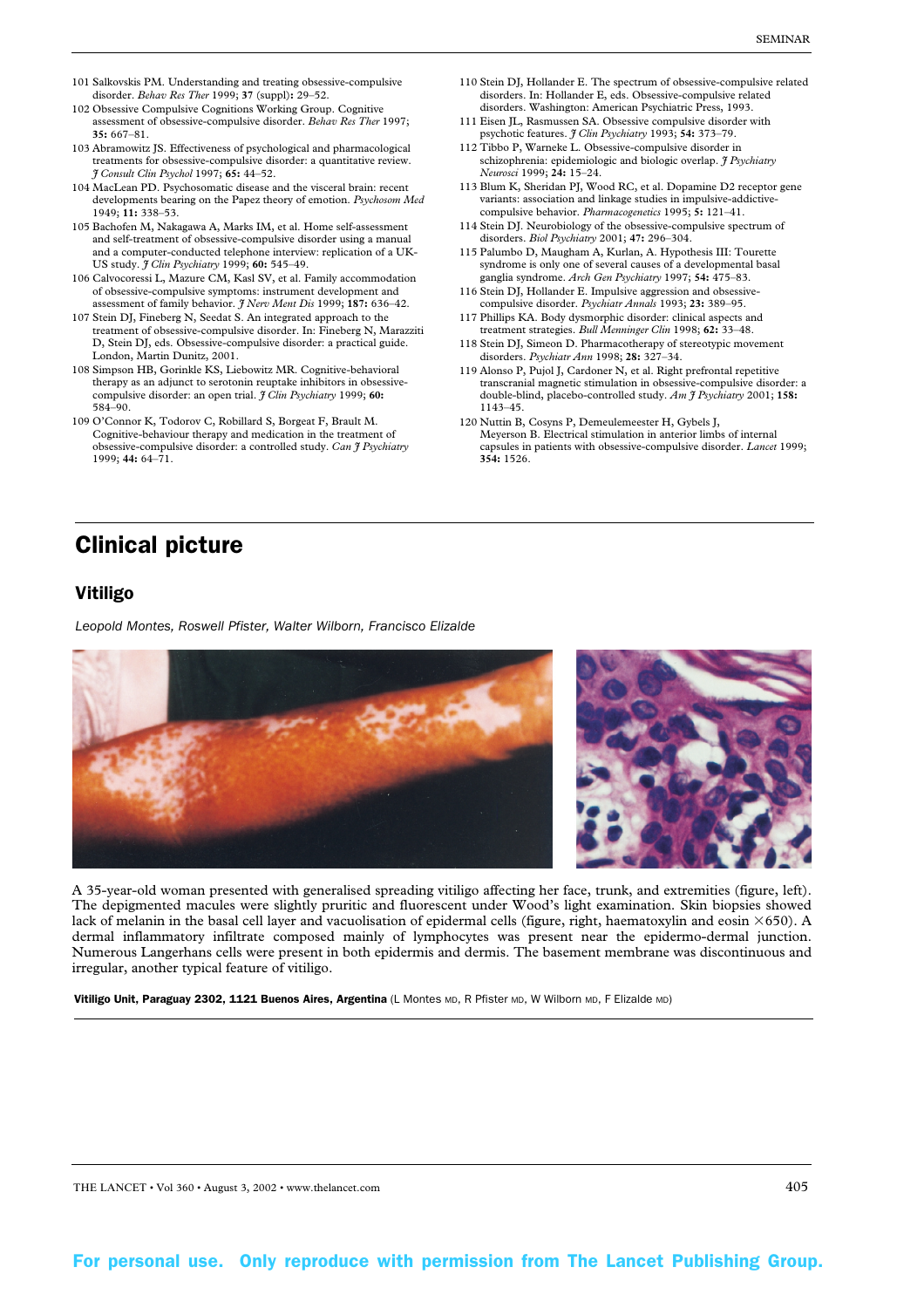101 Salkovskis PM. Understanding and treating obsessive-compulsive disorder. *Behav Res Ther* 1999; **37** (suppl)**:** 29–52.

102 Obsessive Compulsive Cognitions Working Group. Cognitive assessment of obsessive-compulsive disorder. *Behav Res Ther* 1997; **35:** 667–81.

103 Abramowitz JS. Effectiveness of psychological and pharmacological treatments for obsessive-compulsive disorder: a quantitative review. *J Consult Clin Psychol* 1997; **65:** 44–52.

104 MacLean PD. Psychosomatic disease and the visceral brain: recent developments bearing on the Papez theory of emotion. *Psychosom Med* 1949; **11:** 338–53.

105 Bachofen M, Nakagawa A, Marks IM, et al. Home self-assessment and self-treatment of obsessive-compulsive disorder using a manual and a computer-conducted telephone interview: replication of a UK-US study. *J Clin Psychiatry* 1999; **60:** 545–49.

106 Calvocoressi L, Mazure CM, Kasl SV, et al. Family accommodation of obsessive-compulsive symptoms: instrument development and assessment of family behavior. *J Nerv Ment Dis* 1999; **187:** 636–42.

107 Stein DJ, Fineberg N, Seedat S. An integrated approach to the treatment of obsessive-compulsive disorder. In: Fineberg N, Marazziti D, Stein DJ, eds. Obsessive-compulsive disorder: a practical guide. London, Martin Dunitz, 2001.

108 Simpson HB, Gorinkle KS, Liebowitz MR. Cognitive-behavioral therapy as an adjunct to serotonin reuptake inhibitors in obsessive-compulsive disorder: an open trial. *J Clin Psychiatry* 1999; **60:** 584–90.

109 O'Connor K, Todorov C, Robillard S, Borgeat F, Brault M. Cognitive-behaviour therapy and medication in the treatment of obsessive-compulsive disorder: a controlled study. *Can J Psychiatry* 1999; **44:** 64–71.

110 Stein DJ, Hollander E. The spectrum of obsessive-compulsive related disorders. In: Hollander E, eds. Obsessive-compulsive related disorders. Washington: American Psychiatric Press, 1993.

111 Eisen JL, Rasmussen SA. Obsessive compulsive disorder with psychotic features. *J Clin Psychiatry* 1993; **54:** 373–79.

112 Tibbo P, Warneke L. Obsessive-compulsive disorder in schizophrenia: epidemiologic and biologic overlap. *J Psychiatry Neurosci* 1999; **24:** 15–24.

113 Blum K, Sheridan PJ, Wood RC, et al. Dopamine D2 receptor gene variants: association and linkage studies in impulsive-addictive-compulsive behavior. *Pharmacogenetics* 1995; **5:** 121–41.

114 Stein DJ. Neurobiology of the obsessive-compulsive spectrum of disorders. *Biol Psychiatry* 2001; **47:** 296–304.

115 Palumbo D, Maugham A, Kurlan, A. Hypothesis III: Tourette syndrome is only one of several causes of a developmental basal ganglia syndrome. *Arch Gen Psychiatry* 1997; **54:** 475–83.

116 Stein DJ, Hollander E. Impulsive aggression and obsessive-compulsive disorder. *Psychiatr Annals* 1993; **23:** 389–95.

117 Phillips KA. Body dysmorphic disorder: clinical aspects and treatment strategies. *Bull Menninger Clin* 1998; **62:** 33–48.

118 Stein DJ, Simeon D. Pharmacotherapy of stereotypic movement disorders. *Psychiatr Ann* 1998; **28:** 327–34.

119 Alonso P, Pujol J, Cardoner N, et al. Right prefrontal repetitive transcranial magnetic stimulation in obsessive-compulsive disorder: a double-blind, placebo-controlled study. *Am J Psychiatry* 2001; **158:** 1143–45.

120 Nuttin B, Cosyns P, Demeulemeester H, Gybels J, Meyerson B. Electrical stimulation in anterior limbs of internal capsules in patients with obsessive-compulsive disorder. *Lancet* 1999; **354:** 1526.

# Clinical picture

## Vitiligo

*Leopold Montes, Roswell Pfister, Walter Wilborn, Francisco Elizalde*

A 35-year-old woman presented with generalised spreading vitiligo affecting her face, trunk, and extremities (figure, left). The depigmented macules were slightly pruritic and fluorescent under Wood's light examination. Skin biopsies showed lack of melanin in the basal cell layer and vacuolisation of epidermal cells (figure, right, haematoxylin and eosin ×650). A dermal inflammatory infiltrate composed mainly of lymphocytes was present near the epidermo-dermal junction. Numerous Langerhans cells were present in both epidermis and dermis. The basement membrane was discontinuous and irregular, another typical feature of vitiligo.

**Vitiligo Unit, Paraguay 2302, 1121 Buenos Aires, Argentina** (L Montes MD, R Pfister MD, W Wilborn MD, F Elizalde MD)